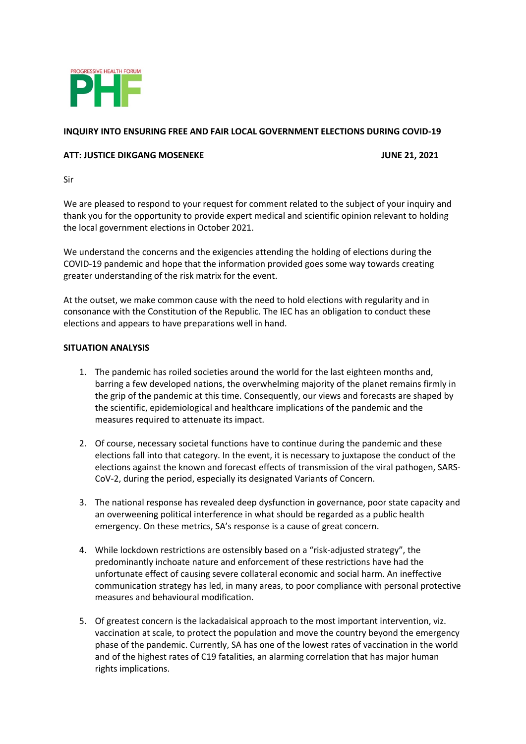PROGRESSIVE HEALTH FORUM

PHF

**INQUIRY INTO ENSURING FREE AND FAIR LOCAL GOVERNMENT ELECTIONS DURING COVID-19**

**ATT: JUSTICE DIKGANG MOSENEKE** **JUNE 21, 2021**

Sir

We are pleased to respond to your request for comment related to the subject of your inquiry and thank you for the opportunity to provide expert medical and scientific opinion relevant to holding the local government elections in October 2021.

We understand the concerns and the exigencies attending the holding of elections during the COVID-19 pandemic and hope that the information provided goes some way towards creating greater understanding of the risk matrix for the event.

At the outset, we make common cause with the need to hold elections with regularity and in consonance with the Constitution of the Republic. The IEC has an obligation to conduct these elections and appears to have preparations well in hand.

**SITUATION ANALYSIS**

1. The pandemic has roiled societies around the world for the last eighteen months and, barring a few developed nations, the overwhelming majority of the planet remains firmly in the grip of the pandemic at this time. Consequently, our views and forecasts are shaped by the scientific, epidemiological and healthcare implications of the pandemic and the measures required to attenuate its impact.

2. Of course, necessary societal functions have to continue during the pandemic and these elections fall into that category. In the event, it is necessary to juxtapose the conduct of the elections against the known and forecast effects of transmission of the viral pathogen, SARS-CoV-2, during the period, especially its designated Variants of Concern.

3. The national response has revealed deep dysfunction in governance, poor state capacity and an overweening political interference in what should be regarded as a public health emergency. On these metrics, SA's response is a cause of great concern.

4. While lockdown restrictions are ostensibly based on a "risk-adjusted strategy", the predominantly inchoate nature and enforcement of these restrictions have had the unfortunate effect of causing severe collateral economic and social harm. An ineffective communication strategy has led, in many areas, to poor compliance with personal protective measures and behavioural modification.

5. Of greatest concern is the lackadaisical approach to the most important intervention, viz. vaccination at scale, to protect the population and move the country beyond the emergency phase of the pandemic. Currently, SA has one of the lowest rates of vaccination in the world and of the highest rates of C19 fatalities, an alarming correlation that has major human rights implications.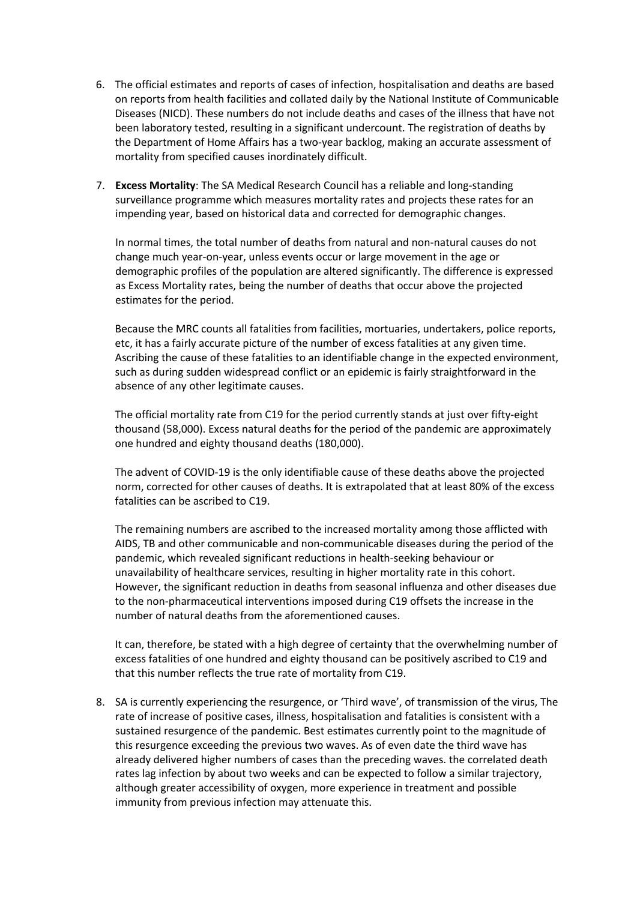6. The official estimates and reports of cases of infection, hospitalisation and deaths are based on reports from health facilities and collated daily by the National Institute of Communicable Diseases (NICD). These numbers do not include deaths and cases of the illness that have not been laboratory tested, resulting in a significant undercount. The registration of deaths by the Department of Home Affairs has a two-year backlog, making an accurate assessment of mortality from specified causes inordinately difficult.

7. **Excess Mortality**: The SA Medical Research Council has a reliable and long-standing surveillance programme which measures mortality rates and projects these rates for an impending year, based on historical data and corrected for demographic changes.

   In normal times, the total number of deaths from natural and non-natural causes do not change much year-on-year, unless events occur or large movement in the age or demographic profiles of the population are altered significantly. The difference is expressed as Excess Mortality rates, being the number of deaths that occur above the projected estimates for the period.

   Because the MRC counts all fatalities from facilities, mortuaries, undertakers, police reports, etc, it has a fairly accurate picture of the number of excess fatalities at any given time. Ascribing the cause of these fatalities to an identifiable change in the expected environment, such as during sudden widespread conflict or an epidemic is fairly straightforward in the absence of any other legitimate causes.

   The official mortality rate from C19 for the period currently stands at just over fifty-eight thousand (58,000). Excess natural deaths for the period of the pandemic are approximately one hundred and eighty thousand deaths (180,000).

   The advent of COVID-19 is the only identifiable cause of these deaths above the projected norm, corrected for other causes of deaths. It is extrapolated that at least 80% of the excess fatalities can be ascribed to C19.

   The remaining numbers are ascribed to the increased mortality among those afflicted with AIDS, TB and other communicable and non-communicable diseases during the period of the pandemic, which revealed significant reductions in health-seeking behaviour or unavailability of healthcare services, resulting in higher mortality rate in this cohort. However, the significant reduction in deaths from seasonal influenza and other diseases due to the non-pharmaceutical interventions imposed during C19 offsets the increase in the number of natural deaths from the aforementioned causes.

   It can, therefore, be stated with a high degree of certainty that the overwhelming number of excess fatalities of one hundred and eighty thousand can be positively ascribed to C19 and that this number reflects the true rate of mortality from C19.

8. SA is currently experiencing the resurgence, or 'Third wave', of transmission of the virus, The rate of increase of positive cases, illness, hospitalisation and fatalities is consistent with a sustained resurgence of the pandemic. Best estimates currently point to the magnitude of this resurgence exceeding the previous two waves. As of even date the third wave has already delivered higher numbers of cases than the preceding waves. the correlated death rates lag infection by about two weeks and can be expected to follow a similar trajectory, although greater accessibility of oxygen, more experience in treatment and possible immunity from previous infection may attenuate this.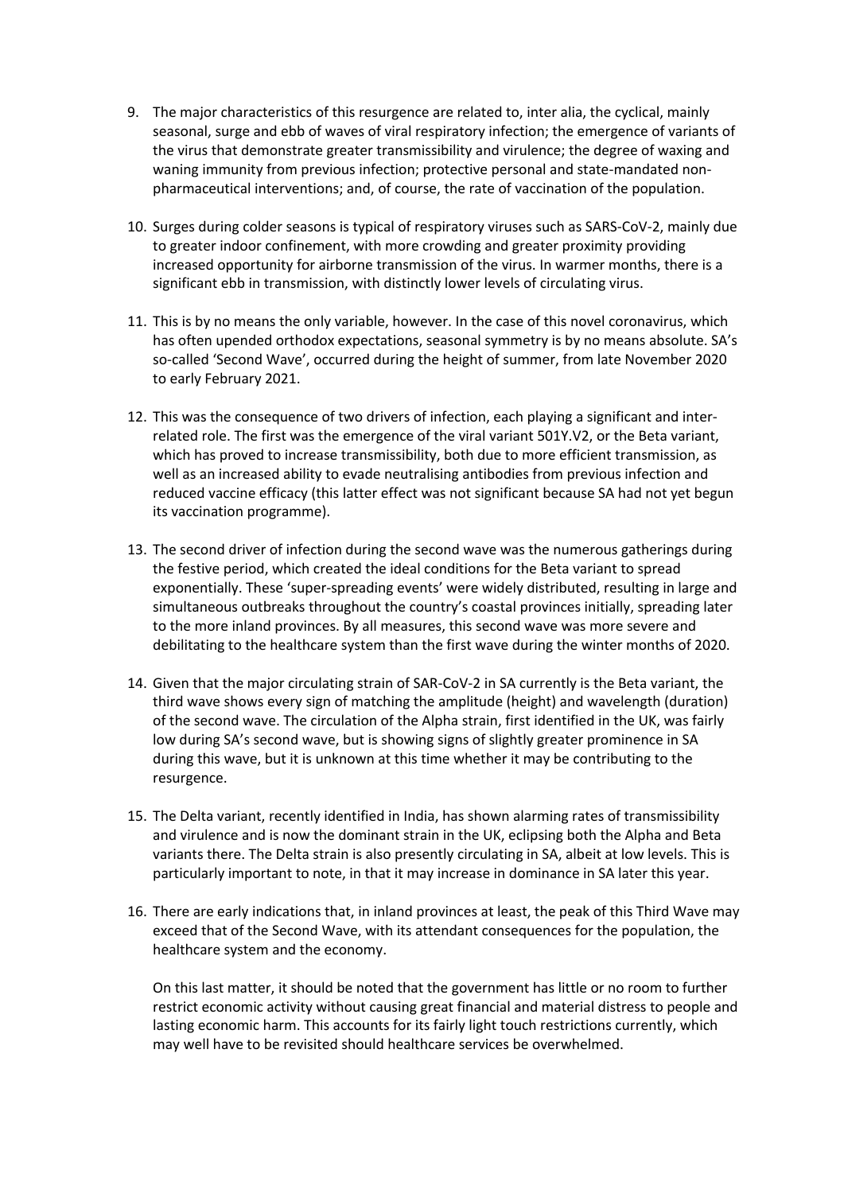9. The major characteristics of this resurgence are related to, inter alia, the cyclical, mainly seasonal, surge and ebb of waves of viral respiratory infection; the emergence of variants of the virus that demonstrate greater transmissibility and virulence; the degree of waxing and waning immunity from previous infection; protective personal and state-mandated non-pharmaceutical interventions; and, of course, the rate of vaccination of the population.

10. Surges during colder seasons is typical of respiratory viruses such as SARS-CoV-2, mainly due to greater indoor confinement, with more crowding and greater proximity providing increased opportunity for airborne transmission of the virus. In warmer months, there is a significant ebb in transmission, with distinctly lower levels of circulating virus.

11. This is by no means the only variable, however. In the case of this novel coronavirus, which has often upended orthodox expectations, seasonal symmetry is by no means absolute. SA's so-called 'Second Wave', occurred during the height of summer, from late November 2020 to early February 2021.

12. This was the consequence of two drivers of infection, each playing a significant and inter-related role. The first was the emergence of the viral variant 501Y.V2, or the Beta variant, which has proved to increase transmissibility, both due to more efficient transmission, as well as an increased ability to evade neutralising antibodies from previous infection and reduced vaccine efficacy (this latter effect was not significant because SA had not yet begun its vaccination programme).

13. The second driver of infection during the second wave was the numerous gatherings during the festive period, which created the ideal conditions for the Beta variant to spread exponentially. These 'super-spreading events' were widely distributed, resulting in large and simultaneous outbreaks throughout the country's coastal provinces initially, spreading later to the more inland provinces. By all measures, this second wave was more severe and debilitating to the healthcare system than the first wave during the winter months of 2020.

14. Given that the major circulating strain of SAR-CoV-2 in SA currently is the Beta variant, the third wave shows every sign of matching the amplitude (height) and wavelength (duration) of the second wave. The circulation of the Alpha strain, first identified in the UK, was fairly low during SA's second wave, but is showing signs of slightly greater prominence in SA during this wave, but it is unknown at this time whether it may be contributing to the resurgence.

15. The Delta variant, recently identified in India, has shown alarming rates of transmissibility and virulence and is now the dominant strain in the UK, eclipsing both the Alpha and Beta variants there. The Delta strain is also presently circulating in SA, albeit at low levels. This is particularly important to note, in that it may increase in dominance in SA later this year.

16. There are early indications that, in inland provinces at least, the peak of this Third Wave may exceed that of the Second Wave, with its attendant consequences for the population, the healthcare system and the economy.

    On this last matter, it should be noted that the government has little or no room to further restrict economic activity without causing great financial and material distress to people and lasting economic harm. This accounts for its fairly light touch restrictions currently, which may well have to be revisited should healthcare services be overwhelmed.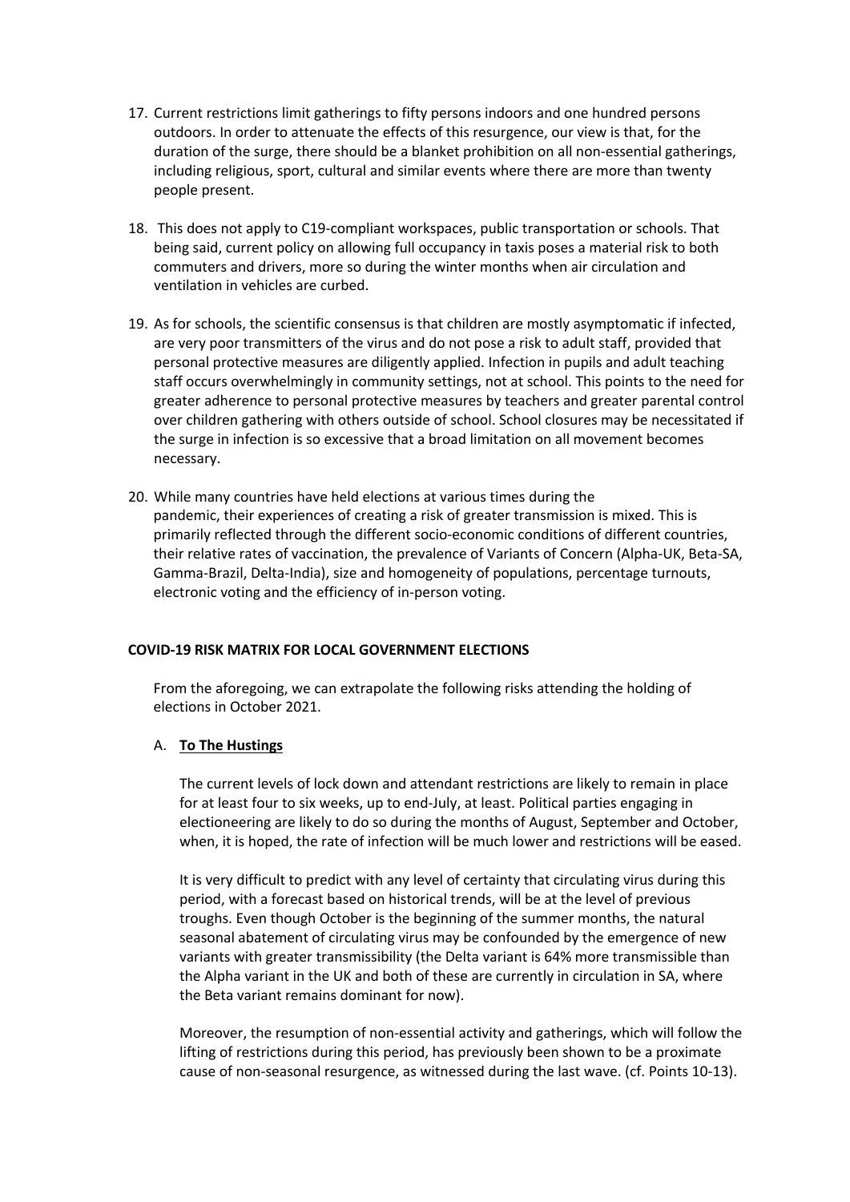17. Current restrictions limit gatherings to fifty persons indoors and one hundred persons outdoors. In order to attenuate the effects of this resurgence, our view is that, for the duration of the surge, there should be a blanket prohibition on all non-essential gatherings, including religious, sport, cultural and similar events where there are more than twenty people present.

18. This does not apply to C19-compliant workspaces, public transportation or schools. That being said, current policy on allowing full occupancy in taxis poses a material risk to both commuters and drivers, more so during the winter months when air circulation and ventilation in vehicles are curbed.

19. As for schools, the scientific consensus is that children are mostly asymptomatic if infected, are very poor transmitters of the virus and do not pose a risk to adult staff, provided that personal protective measures are diligently applied. Infection in pupils and adult teaching staff occurs overwhelmingly in community settings, not at school. This points to the need for greater adherence to personal protective measures by teachers and greater parental control over children gathering with others outside of school. School closures may be necessitated if the surge in infection is so excessive that a broad limitation on all movement becomes necessary.

20. While many countries have held elections at various times during the pandemic, their experiences of creating a risk of greater transmission is mixed. This is primarily reflected through the different socio-economic conditions of different countries, their relative rates of vaccination, the prevalence of Variants of Concern (Alpha-UK, Beta-SA, Gamma-Brazil, Delta-India), size and homogeneity of populations, percentage turnouts, electronic voting and the efficiency of in-person voting.

**COVID-19 RISK MATRIX FOR LOCAL GOVERNMENT ELECTIONS**

From the aforegoing, we can extrapolate the following risks attending the holding of elections in October 2021.

A. **<u>To The Hustings</u>**

The current levels of lock down and attendant restrictions are likely to remain in place for at least four to six weeks, up to end-July, at least. Political parties engaging in electioneering are likely to do so during the months of August, September and October, when, it is hoped, the rate of infection will be much lower and restrictions will be eased.

It is very difficult to predict with any level of certainty that circulating virus during this period, with a forecast based on historical trends, will be at the level of previous troughs. Even though October is the beginning of the summer months, the natural seasonal abatement of circulating virus may be confounded by the emergence of new variants with greater transmissibility (the Delta variant is 64% more transmissible than the Alpha variant in the UK and both of these are currently in circulation in SA, where the Beta variant remains dominant for now).

Moreover, the resumption of non-essential activity and gatherings, which will follow the lifting of restrictions during this period, has previously been shown to be a proximate cause of non-seasonal resurgence, as witnessed during the last wave. (cf. Points 10-13).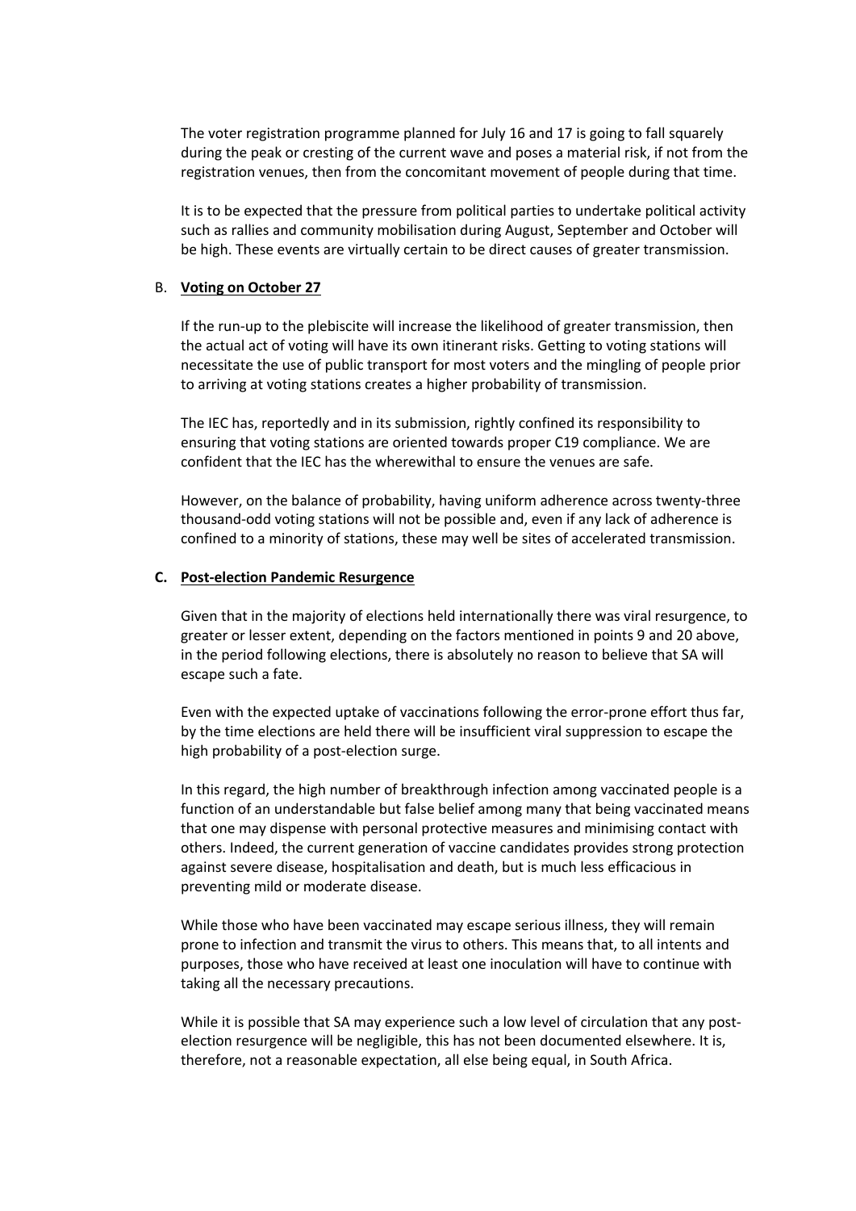The voter registration programme planned for July 16 and 17 is going to fall squarely during the peak or cresting of the current wave and poses a material risk, if not from the registration venues, then from the concomitant movement of people during that time.

It is to be expected that the pressure from political parties to undertake political activity such as rallies and community mobilisation during August, September and October will be high. These events are virtually certain to be direct causes of greater transmission.

B. **Voting on October 27**

If the run-up to the plebiscite will increase the likelihood of greater transmission, then the actual act of voting will have its own itinerant risks. Getting to voting stations will necessitate the use of public transport for most voters and the mingling of people prior to arriving at voting stations creates a higher probability of transmission.

The IEC has, reportedly and in its submission, rightly confined its responsibility to ensuring that voting stations are oriented towards proper C19 compliance. We are confident that the IEC has the wherewithal to ensure the venues are safe.

However, on the balance of probability, having uniform adherence across twenty-three thousand-odd voting stations will not be possible and, even if any lack of adherence is confined to a minority of stations, these may well be sites of accelerated transmission.

**C. Post-election Pandemic Resurgence**

Given that in the majority of elections held internationally there was viral resurgence, to greater or lesser extent, depending on the factors mentioned in points 9 and 20 above, in the period following elections, there is absolutely no reason to believe that SA will escape such a fate.

Even with the expected uptake of vaccinations following the error-prone effort thus far, by the time elections are held there will be insufficient viral suppression to escape the high probability of a post-election surge.

In this regard, the high number of breakthrough infection among vaccinated people is a function of an understandable but false belief among many that being vaccinated means that one may dispense with personal protective measures and minimising contact with others. Indeed, the current generation of vaccine candidates provides strong protection against severe disease, hospitalisation and death, but is much less efficacious in preventing mild or moderate disease.

While those who have been vaccinated may escape serious illness, they will remain prone to infection and transmit the virus to others. This means that, to all intents and purposes, those who have received at least one inoculation will have to continue with taking all the necessary precautions.

While it is possible that SA may experience such a low level of circulation that any post-election resurgence will be negligible, this has not been documented elsewhere. It is, therefore, not a reasonable expectation, all else being equal, in South Africa.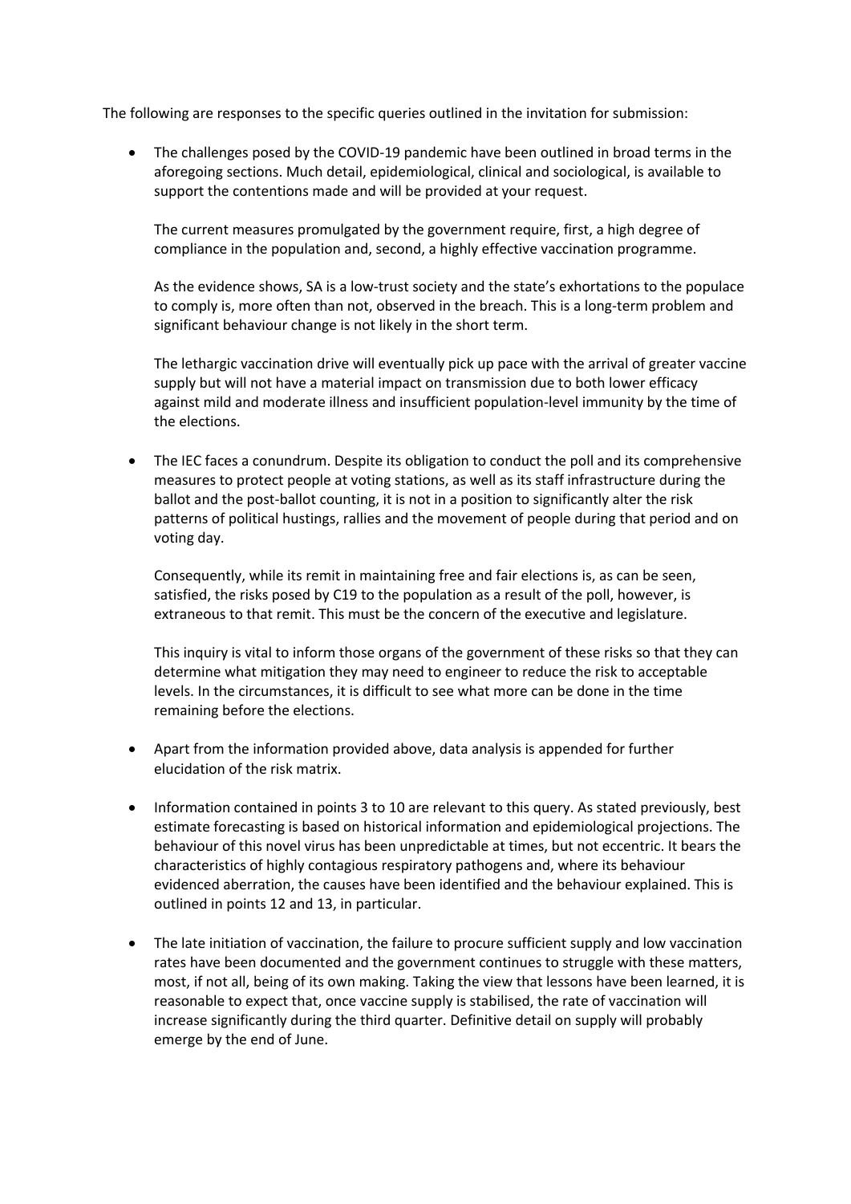The following are responses to the specific queries outlined in the invitation for submission:

- The challenges posed by the COVID-19 pandemic have been outlined in broad terms in the aforegoing sections. Much detail, epidemiological, clinical and sociological, is available to support the contentions made and will be provided at your request.

  The current measures promulgated by the government require, first, a high degree of compliance in the population and, second, a highly effective vaccination programme.

  As the evidence shows, SA is a low-trust society and the state's exhortations to the populace to comply is, more often than not, observed in the breach. This is a long-term problem and significant behaviour change is not likely in the short term.

  The lethargic vaccination drive will eventually pick up pace with the arrival of greater vaccine supply but will not have a material impact on transmission due to both lower efficacy against mild and moderate illness and insufficient population-level immunity by the time of the elections.

- The IEC faces a conundrum. Despite its obligation to conduct the poll and its comprehensive measures to protect people at voting stations, as well as its staff infrastructure during the ballot and the post-ballot counting, it is not in a position to significantly alter the risk patterns of political hustings, rallies and the movement of people during that period and on voting day.

  Consequently, while its remit in maintaining free and fair elections is, as can be seen, satisfied, the risks posed by C19 to the population as a result of the poll, however, is extraneous to that remit. This must be the concern of the executive and legislature.

  This inquiry is vital to inform those organs of the government of these risks so that they can determine what mitigation they may need to engineer to reduce the risk to acceptable levels. In the circumstances, it is difficult to see what more can be done in the time remaining before the elections.

- Apart from the information provided above, data analysis is appended for further elucidation of the risk matrix.

- Information contained in points 3 to 10 are relevant to this query. As stated previously, best estimate forecasting is based on historical information and epidemiological projections. The behaviour of this novel virus has been unpredictable at times, but not eccentric. It bears the characteristics of highly contagious respiratory pathogens and, where its behaviour evidenced aberration, the causes have been identified and the behaviour explained. This is outlined in points 12 and 13, in particular.

- The late initiation of vaccination, the failure to procure sufficient supply and low vaccination rates have been documented and the government continues to struggle with these matters, most, if not all, being of its own making. Taking the view that lessons have been learned, it is reasonable to expect that, once vaccine supply is stabilised, the rate of vaccination will increase significantly during the third quarter. Definitive detail on supply will probably emerge by the end of June.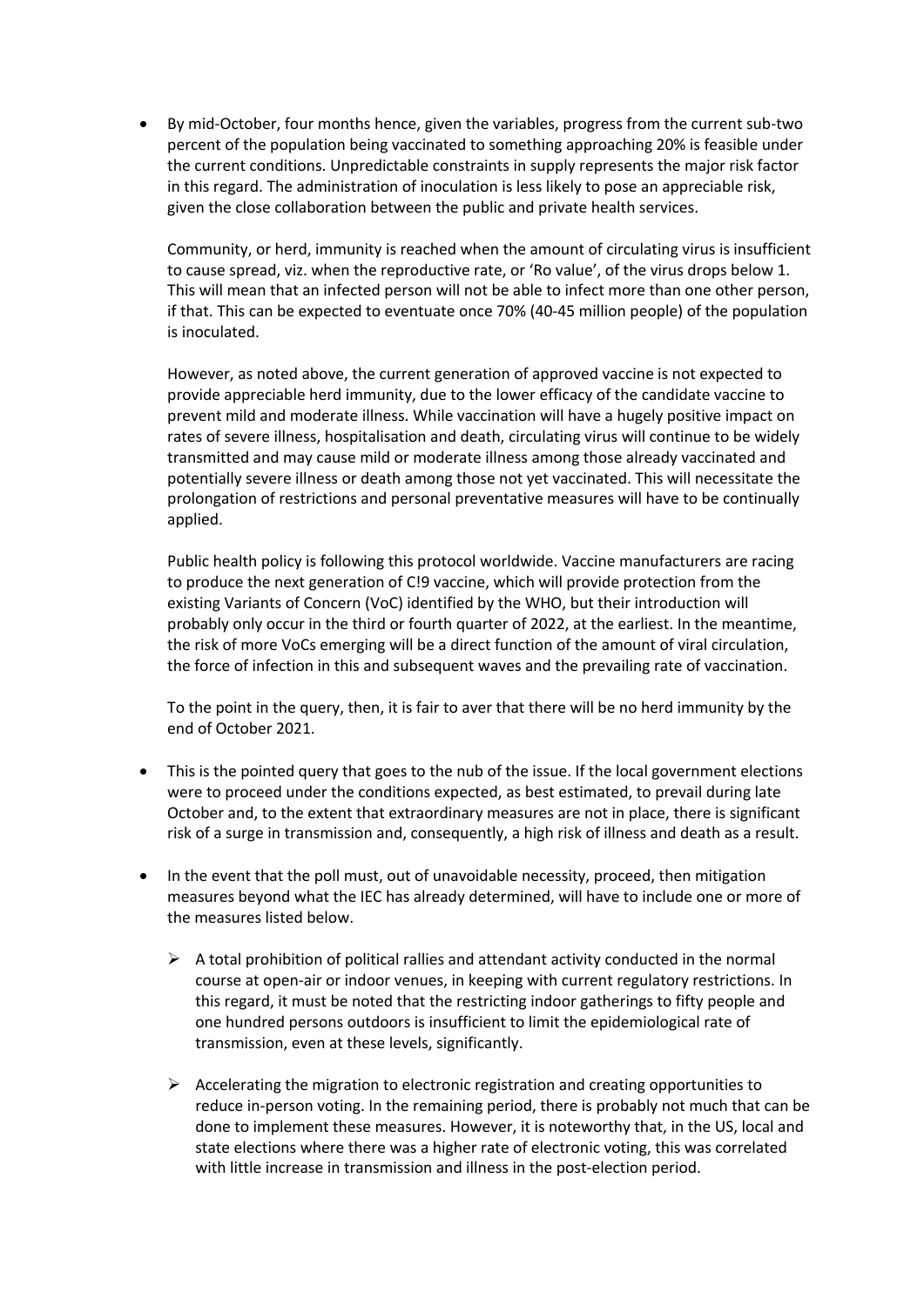- By mid-October, four months hence, given the variables, progress from the current sub-two percent of the population being vaccinated to something approaching 20% is feasible under the current conditions. Unpredictable constraints in supply represents the major risk factor in this regard. The administration of inoculation is less likely to pose an appreciable risk, given the close collaboration between the public and private health services.

  Community, or herd, immunity is reached when the amount of circulating virus is insufficient to cause spread, viz. when the reproductive rate, or 'Ro value', of the virus drops below 1. This will mean that an infected person will not be able to infect more than one other person, if that. This can be expected to eventuate once 70% (40-45 million people) of the population is inoculated.

  However, as noted above, the current generation of approved vaccine is not expected to provide appreciable herd immunity, due to the lower efficacy of the candidate vaccine to prevent mild and moderate illness. While vaccination will have a hugely positive impact on rates of severe illness, hospitalisation and death, circulating virus will continue to be widely transmitted and may cause mild or moderate illness among those already vaccinated and potentially severe illness or death among those not yet vaccinated. This will necessitate the prolongation of restrictions and personal preventative measures will have to be continually applied.

  Public health policy is following this protocol worldwide. Vaccine manufacturers are racing to produce the next generation of C!9 vaccine, which will provide protection from the existing Variants of Concern (VoC) identified by the WHO, but their introduction will probably only occur in the third or fourth quarter of 2022, at the earliest. In the meantime, the risk of more VoCs emerging will be a direct function of the amount of viral circulation, the force of infection in this and subsequent waves and the prevailing rate of vaccination.

  To the point in the query, then, it is fair to aver that there will be no herd immunity by the end of October 2021.

- This is the pointed query that goes to the nub of the issue. If the local government elections were to proceed under the conditions expected, as best estimated, to prevail during late October and, to the extent that extraordinary measures are not in place, there is significant risk of a surge in transmission and, consequently, a high risk of illness and death as a result.

- In the event that the poll must, out of unavoidable necessity, proceed, then mitigation measures beyond what the IEC has already determined, will have to include one or more of the measures listed below.

  - A total prohibition of political rallies and attendant activity conducted in the normal course at open-air or indoor venues, in keeping with current regulatory restrictions. In this regard, it must be noted that the restricting indoor gatherings to fifty people and one hundred persons outdoors is insufficient to limit the epidemiological rate of transmission, even at these levels, significantly.

  - Accelerating the migration to electronic registration and creating opportunities to reduce in-person voting. In the remaining period, there is probably not much that can be done to implement these measures. However, it is noteworthy that, in the US, local and state elections where there was a higher rate of electronic voting, this was correlated with little increase in transmission and illness in the post-election period.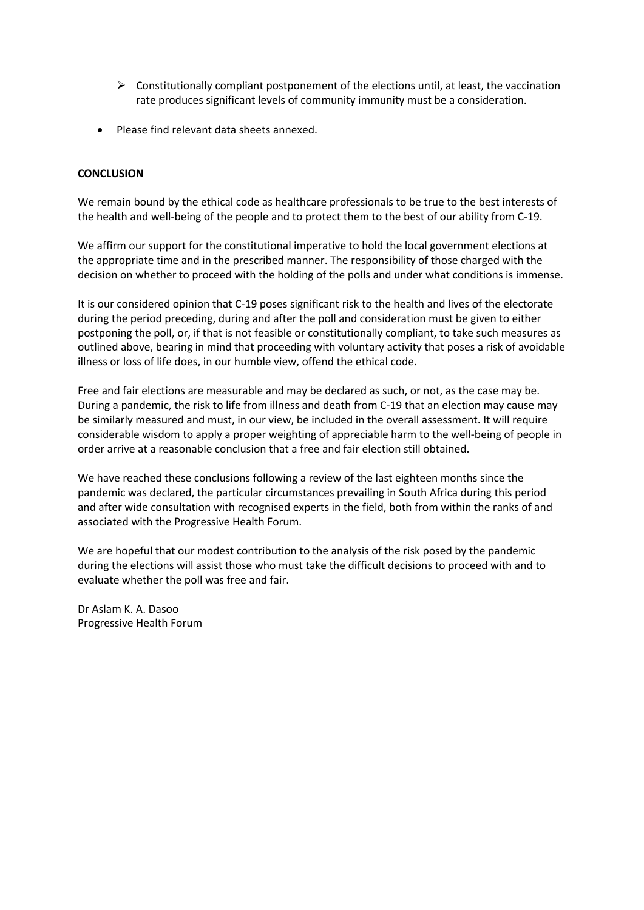- Constitutionally compliant postponement of the elections until, at least, the vaccination rate produces significant levels of community immunity must be a consideration.

- Please find relevant data sheets annexed.

**CONCLUSION**

We remain bound by the ethical code as healthcare professionals to be true to the best interests of the health and well-being of the people and to protect them to the best of our ability from C-19.

We affirm our support for the constitutional imperative to hold the local government elections at the appropriate time and in the prescribed manner. The responsibility of those charged with the decision on whether to proceed with the holding of the polls and under what conditions is immense.

It is our considered opinion that C-19 poses significant risk to the health and lives of the electorate during the period preceding, during and after the poll and consideration must be given to either postponing the poll, or, if that is not feasible or constitutionally compliant, to take such measures as outlined above, bearing in mind that proceeding with voluntary activity that poses a risk of avoidable illness or loss of life does, in our humble view, offend the ethical code.

Free and fair elections are measurable and may be declared as such, or not, as the case may be. During a pandemic, the risk to life from illness and death from C-19 that an election may cause may be similarly measured and must, in our view, be included in the overall assessment. It will require considerable wisdom to apply a proper weighting of appreciable harm to the well-being of people in order arrive at a reasonable conclusion that a free and fair election still obtained.

We have reached these conclusions following a review of the last eighteen months since the pandemic was declared, the particular circumstances prevailing in South Africa during this period and after wide consultation with recognised experts in the field, both from within the ranks of and associated with the Progressive Health Forum.

We are hopeful that our modest contribution to the analysis of the risk posed by the pandemic during the elections will assist those who must take the difficult decisions to proceed with and to evaluate whether the poll was free and fair.

Dr Aslam K. A. Dasoo
Progressive Health Forum